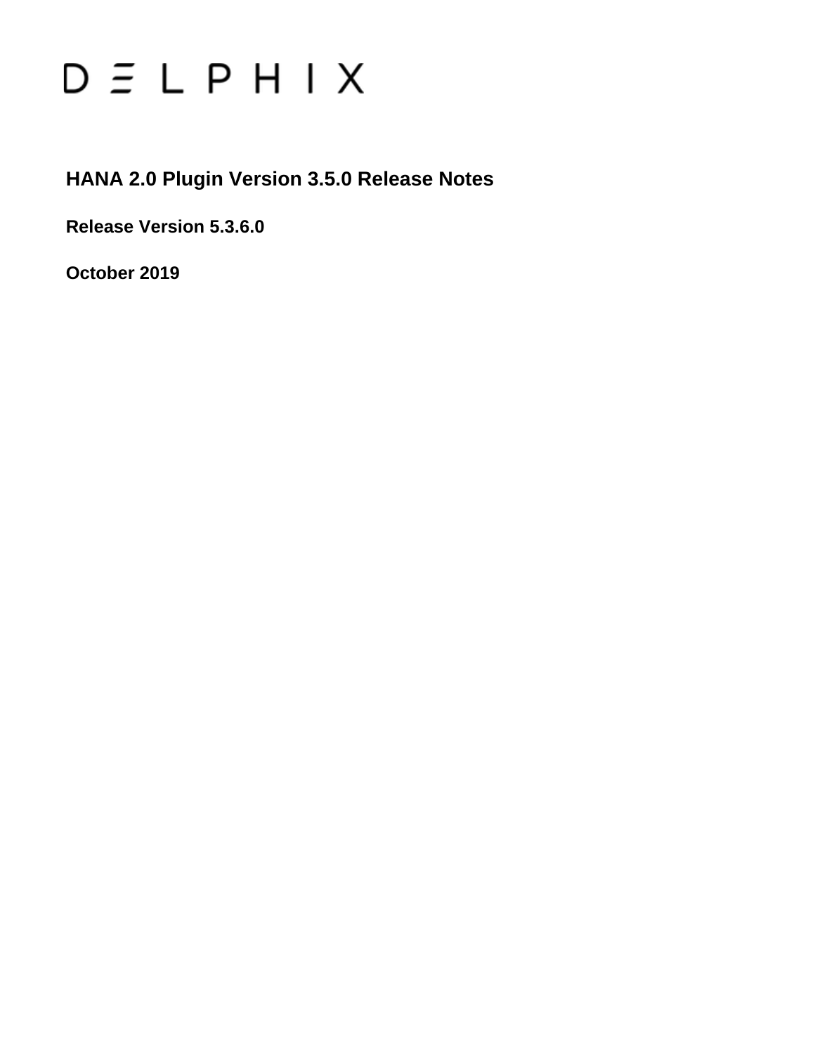# DELPHIX

## HANA 2.0 Plugin Version 3.5.0 Release Notes

**Release Version 5.3.6.0**

**October 2019**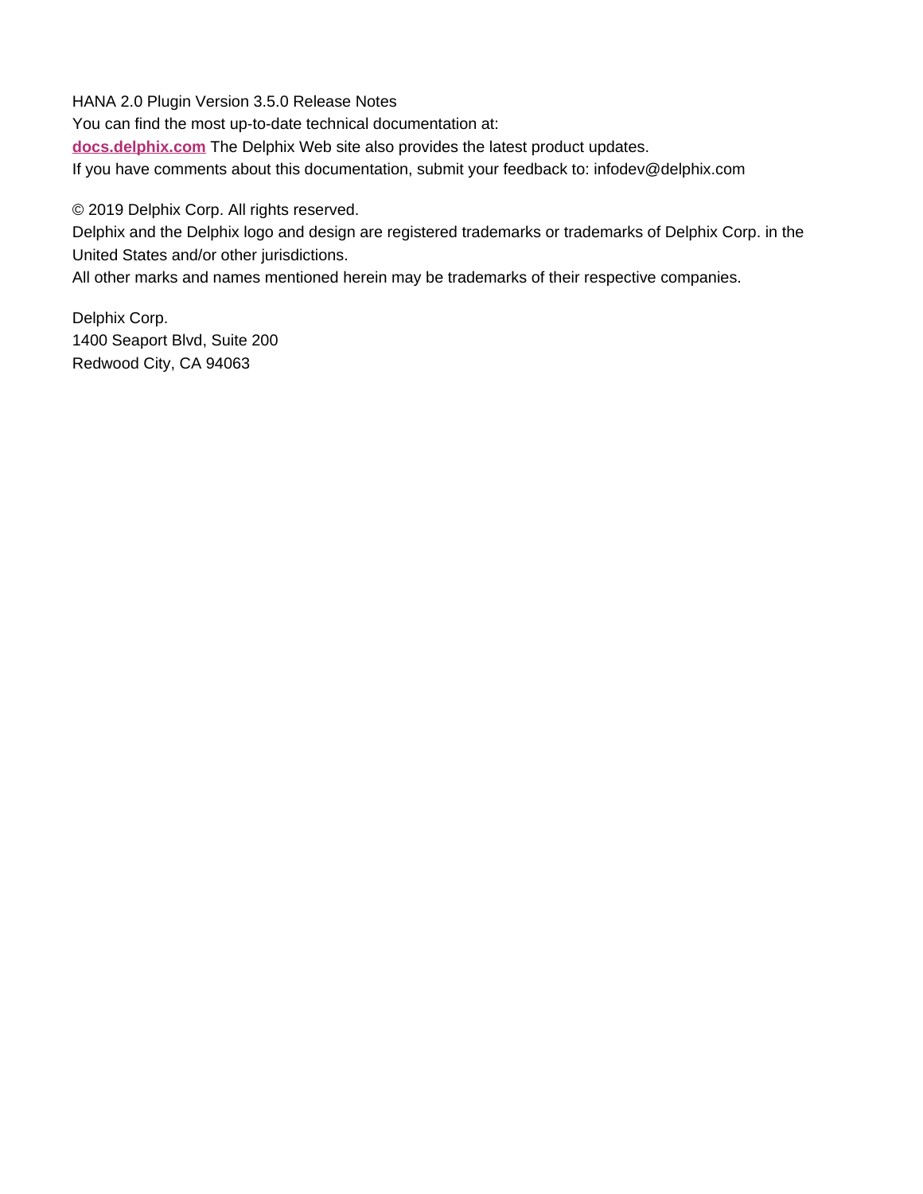HANA 2.0 Plugin Version 3.5.0 Release Notes

You can find the most up-to-date technical documentation at:

**[docs.delphix.com](http://docs.delphix.com)** The Delphix Web site also provides the latest product updates.

If you have comments about this documentation, submit your feedback to: infodev@delphix.com

© 2019 Delphix Corp. All rights reserved.

Delphix and the Delphix logo and design are registered trademarks or trademarks of Delphix Corp. in the United States and/or other jurisdictions.

All other marks and names mentioned herein may be trademarks of their respective companies.

Delphix Corp.
1400 Seaport Blvd, Suite 200
Redwood City, CA 94063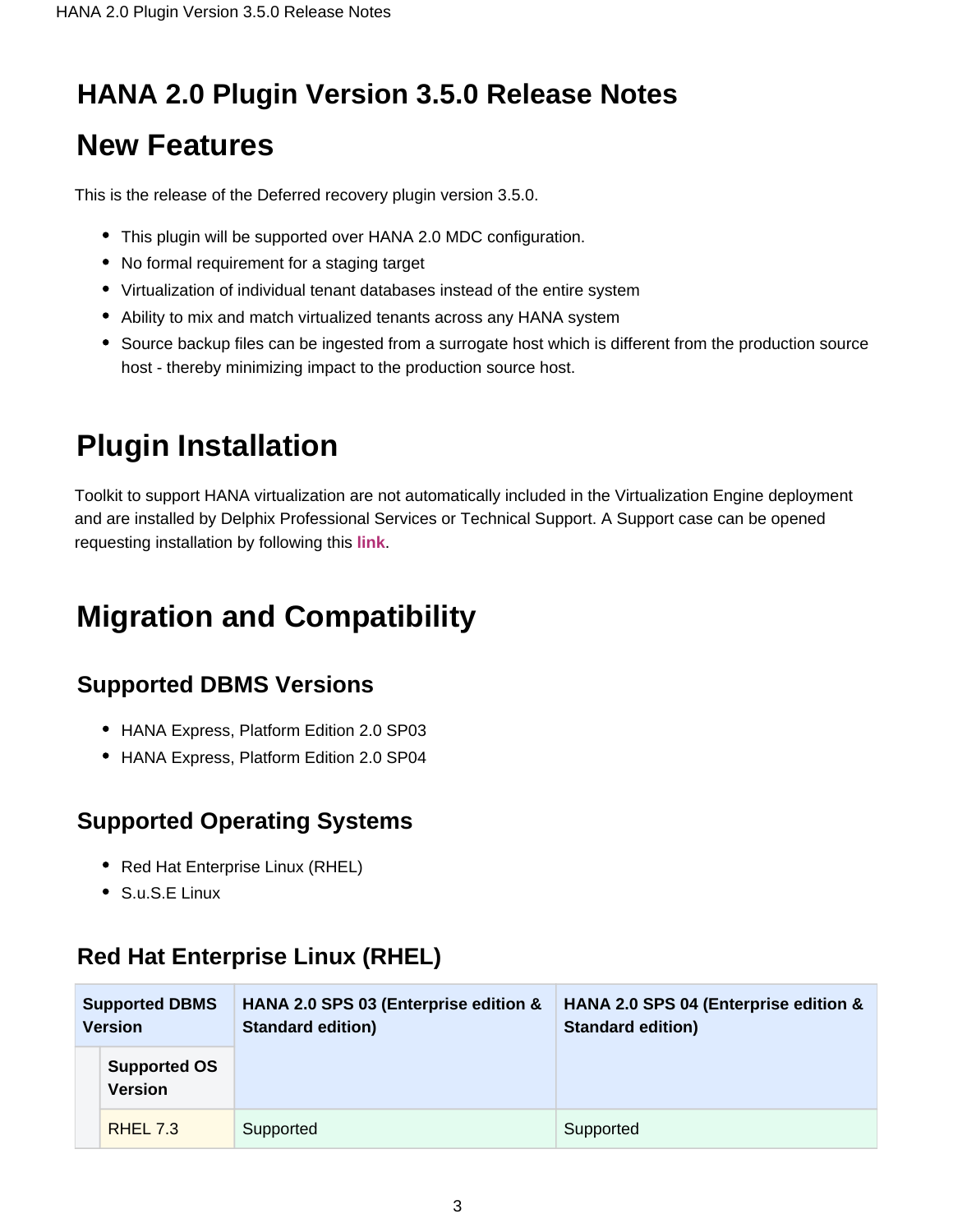# HANA 2.0 Plugin Version 3.5.0 Release Notes

## New Features

This is the release of the Deferred recovery plugin version 3.5.0.

- This plugin will be supported over HANA 2.0 MDC configuration.
- No formal requirement for a staging target
- Virtualization of individual tenant databases instead of the entire system
- Ability to mix and match virtualized tenants across any HANA system
- Source backup files can be ingested from a surrogate host which is different from the production source host - thereby minimizing impact to the production source host.

## Plugin Installation

Toolkit to support HANA virtualization are not automatically included in the Virtualization Engine deployment and are installed by Delphix Professional Services or Technical Support. A Support case can be opened requesting installation by following this **link**.

## Migration and Compatibility

### Supported DBMS Versions

- HANA Express, Platform Edition 2.0 SP03
- HANA Express, Platform Edition 2.0 SP04

### Supported Operating Systems

- Red Hat Enterprise Linux (RHEL)
- S.u.S.E Linux

### Red Hat Enterprise Linux (RHEL)

| Supported DBMS Version | HANA 2.0 SPS 03 (Enterprise edition & Standard edition) | HANA 2.0 SPS 04 (Enterprise edition & Standard edition) |
|---|---|---|
| **Supported OS Version** | | |
| RHEL 7.3 | Supported | Supported |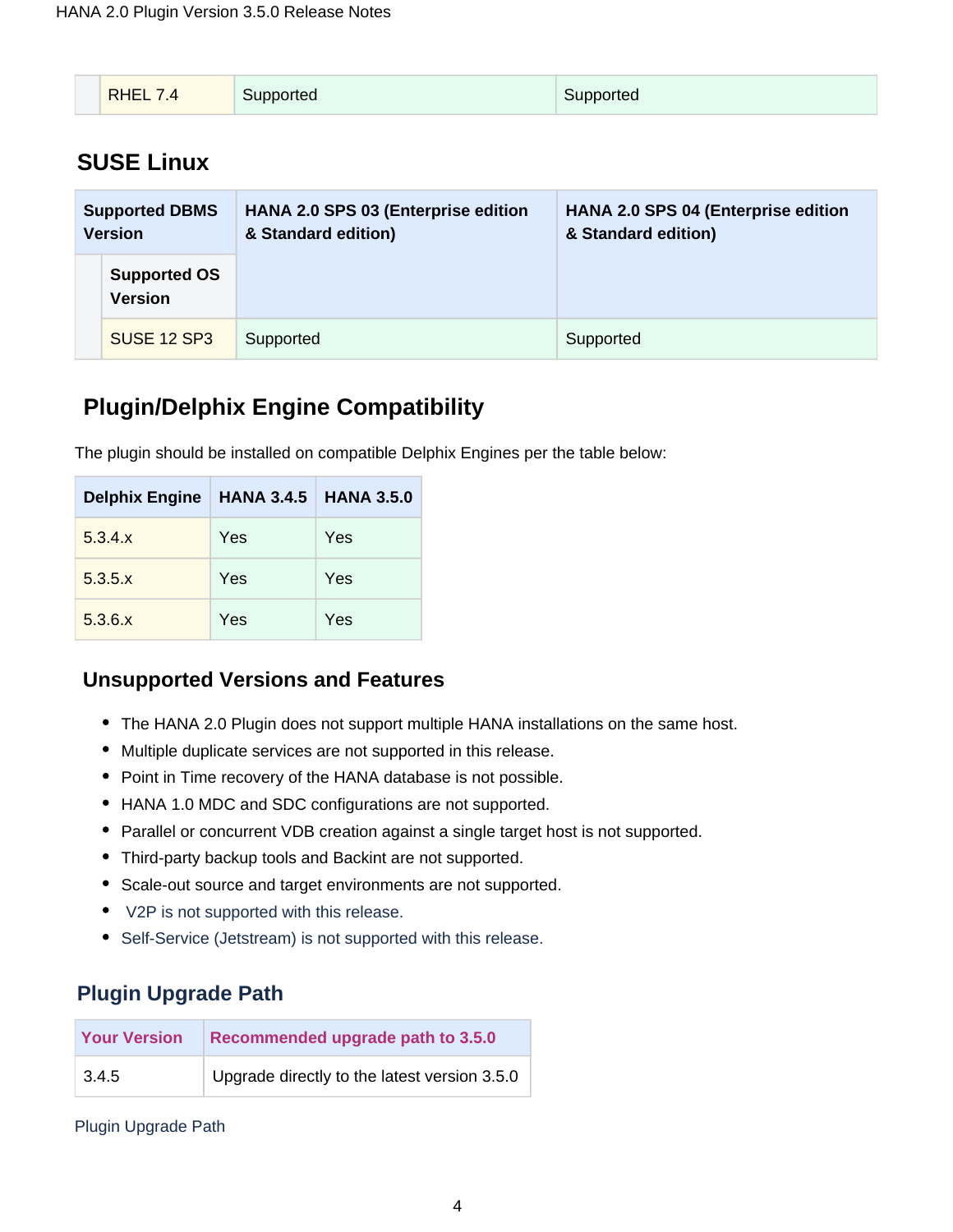| | RHEL 7.4 | Supported | Supported |
|---|---|---|---|

## SUSE Linux

| Supported DBMS Version | | HANA 2.0 SPS 03 (Enterprise edition & Standard edition) | HANA 2.0 SPS 04 (Enterprise edition & Standard edition) |
|---|---|---|---|
| | Supported OS Version | | |
| | SUSE 12 SP3 | Supported | Supported |

## Plugin/Delphix Engine Compatibility

The plugin should be installed on compatible Delphix Engines per the table below:

| Delphix Engine | HANA 3.4.5 | HANA 3.5.0 |
|---|---|---|
| 5.3.4.x | Yes | Yes |
| 5.3.5.x | Yes | Yes |
| 5.3.6.x | Yes | Yes |

## Unsupported Versions and Features

- The HANA 2.0 Plugin does not support multiple HANA installations on the same host.
- Multiple duplicate services are not supported in this release.
- Point in Time recovery of the HANA database is not possible.
- HANA 1.0 MDC and SDC configurations are not supported.
- Parallel or concurrent VDB creation against a single target host is not supported.
- Third-party backup tools and Backint are not supported.
- Scale-out source and target environments are not supported.
- V2P is not supported with this release.
- Self-Service (Jetstream) is not supported with this release.

## Plugin Upgrade Path

| Your Version | Recommended upgrade path to 3.5.0 |
|---|---|
| 3.4.5 | Upgrade directly to the latest version 3.5.0 |

Plugin Upgrade Path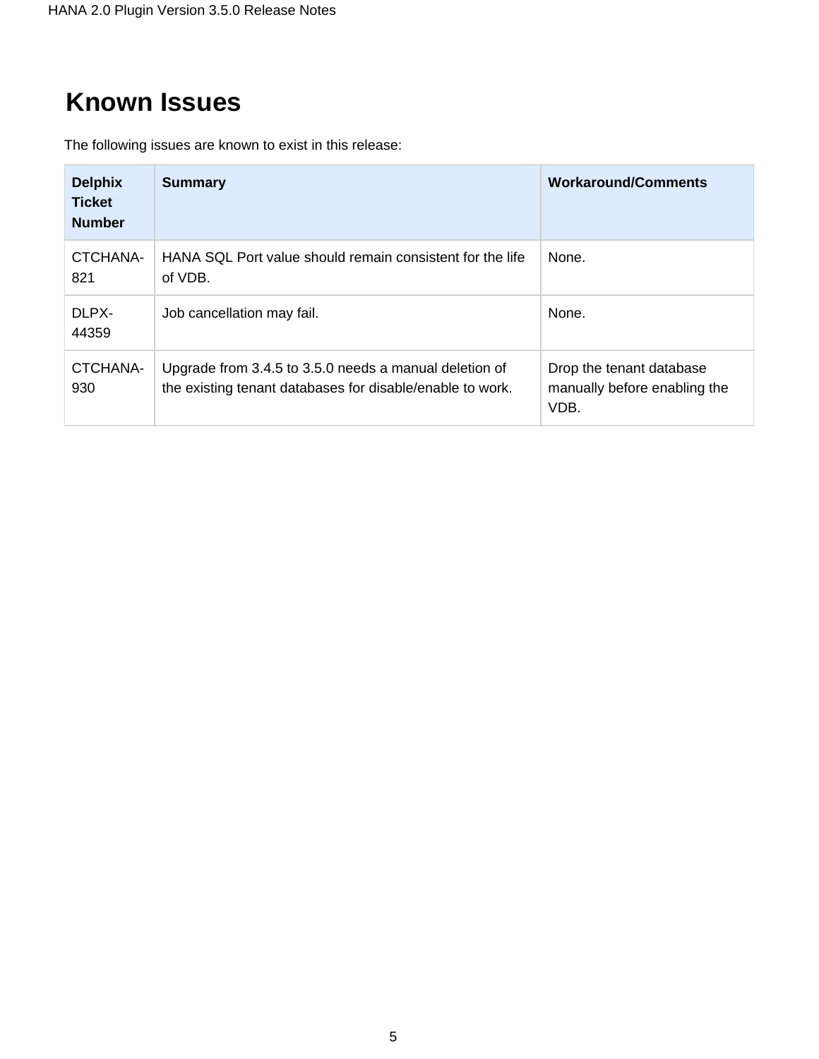# Known Issues

The following issues are known to exist in this release:

| Delphix Ticket Number | Summary | Workaround/Comments |
|---|---|---|
| CTCHANA-821 | HANA SQL Port value should remain consistent for the life of VDB. | None. |
| DLPX-44359 | Job cancellation may fail. | None. |
| CTCHANA-930 | Upgrade from 3.4.5 to 3.5.0 needs a manual deletion of the existing tenant databases for disable/enable to work. | Drop the tenant database manually before enabling the VDB. |